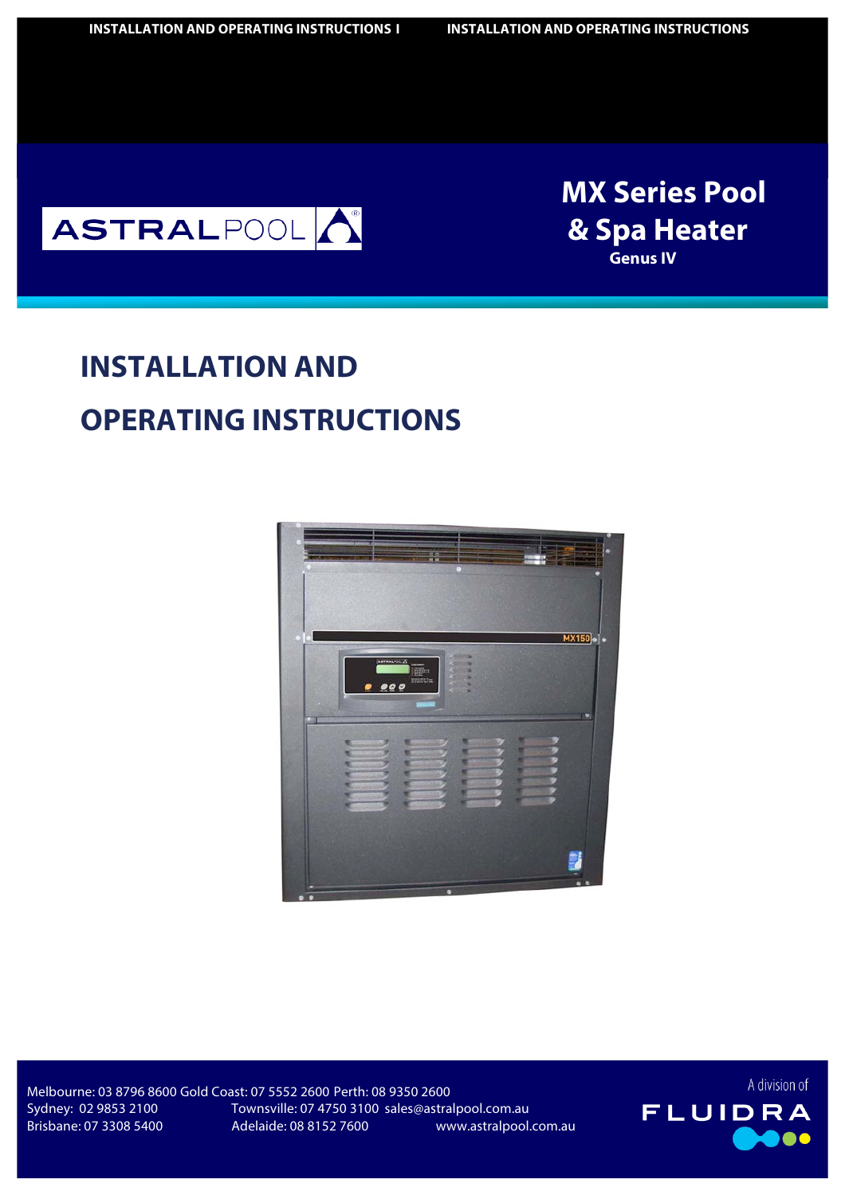ASTRALPOOL

# MX Series Pool & Spa Heater

**Genus IV**

# INSTALLATION AND OPERATING INSTRUCTIONS

Melbourne: 03 8796 8600 Gold Coast: 07 5552 2600 Perth: 08 9350 2600
Sydney: 02 9853 2100 Townsville: 07 4750 3100 sales@astralpool.com.au
Brisbane: 07 3308 5400 Adelaide: 08 8152 7600 www.astralpool.com.au

A division of FLUIDRA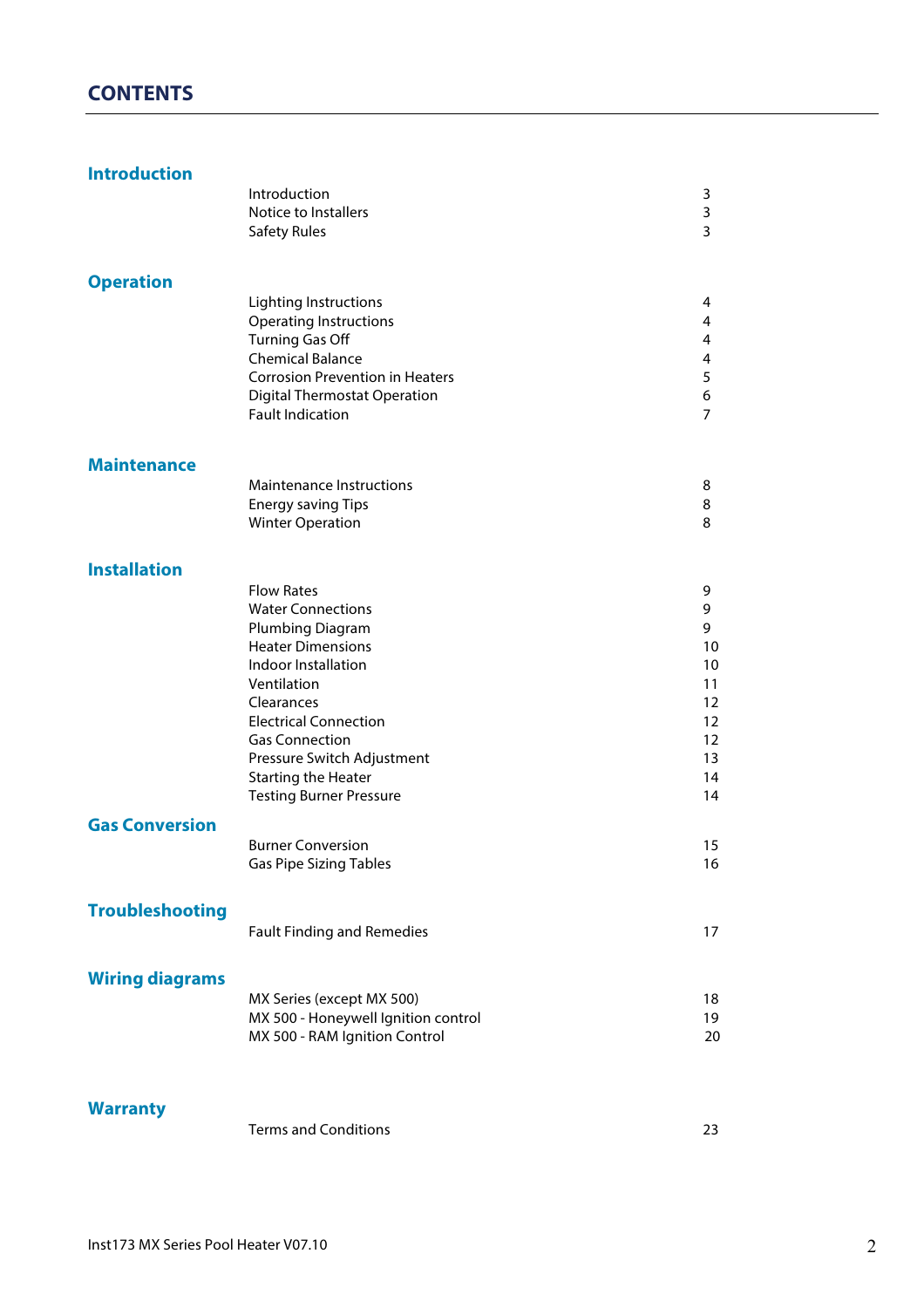# CONTENTS

| Section | Topic | Page |
|---|---|---|
| **Introduction** | | |
| | Introduction | 3 |
| | Notice to Installers | 3 |
| | Safety Rules | 3 |
| **Operation** | | |
| | Lighting Instructions | 4 |
| | Operating Instructions | 4 |
| | Turning Gas Off | 4 |
| | Chemical Balance | 4 |
| | Corrosion Prevention in Heaters | 5 |
| | Digital Thermostat Operation | 6 |
| | Fault Indication | 7 |
| **Maintenance** | | |
| | Maintenance Instructions | 8 |
| | Energy saving Tips | 8 |
| | Winter Operation | 8 |
| **Installation** | | |
| | Flow Rates | 9 |
| | Water Connections | 9 |
| | Plumbing Diagram | 9 |
| | Heater Dimensions | 10 |
| | Indoor Installation | 10 |
| | Ventilation | 11 |
| | Clearances | 12 |
| | Electrical Connection | 12 |
| | Gas Connection | 12 |
| | Pressure Switch Adjustment | 13 |
| | Starting the Heater | 14 |
| | Testing Burner Pressure | 14 |
| **Gas Conversion** | | |
| | Burner Conversion | 15 |
| | Gas Pipe Sizing Tables | 16 |
| **Troubleshooting** | | |
| | Fault Finding and Remedies | 17 |
| **Wiring diagrams** | | |
| | MX Series (except MX 500) | 18 |
| | MX 500 - Honeywell Ignition control | 19 |
| | MX 500 - RAM Ignition Control | 20 |
| **Warranty** | | |
| | Terms and Conditions | 23 |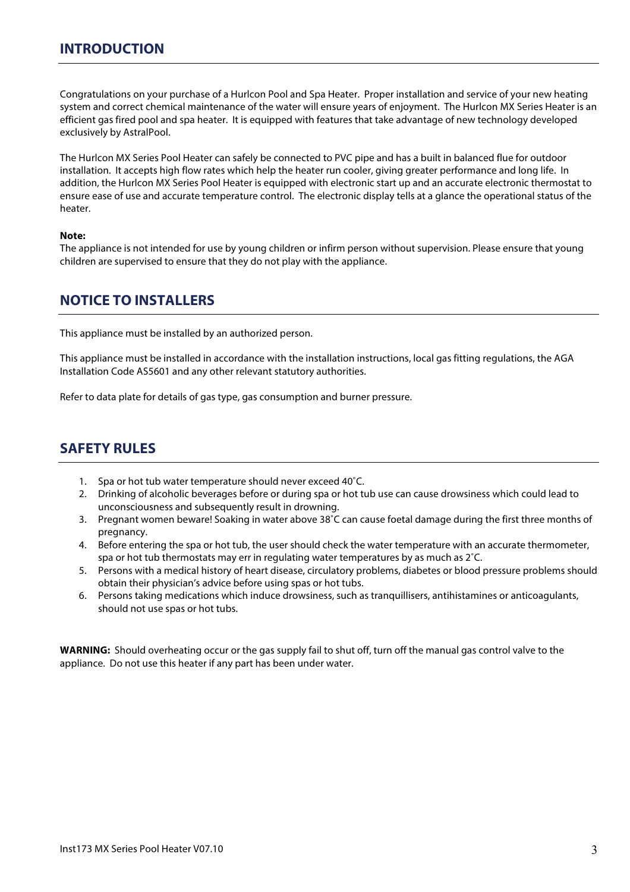## INTRODUCTION

Congratulations on your purchase of a Hurlcon Pool and Spa Heater. Proper installation and service of your new heating system and correct chemical maintenance of the water will ensure years of enjoyment. The Hurlcon MX Series Heater is an efficient gas fired pool and spa heater. It is equipped with features that take advantage of new technology developed exclusively by AstralPool.

The Hurlcon MX Series Pool Heater can safely be connected to PVC pipe and has a built in balanced flue for outdoor installation. It accepts high flow rates which help the heater run cooler, giving greater performance and long life. In addition, the Hurlcon MX Series Pool Heater is equipped with electronic start up and an accurate electronic thermostat to ensure ease of use and accurate temperature control. The electronic display tells at a glance the operational status of the heater.

**Note:**
The appliance is not intended for use by young children or infirm person without supervision. Please ensure that young children are supervised to ensure that they do not play with the appliance.

## NOTICE TO INSTALLERS

This appliance must be installed by an authorized person.

This appliance must be installed in accordance with the installation instructions, local gas fitting regulations, the AGA Installation Code AS5601 and any other relevant statutory authorities.

Refer to data plate for details of gas type, gas consumption and burner pressure.

## SAFETY RULES

1. Spa or hot tub water temperature should never exceed 40˚C.
2. Drinking of alcoholic beverages before or during spa or hot tub use can cause drowsiness which could lead to unconsciousness and subsequently result in drowning.
3. Pregnant women beware! Soaking in water above 38˚C can cause foetal damage during the first three months of pregnancy.
4. Before entering the spa or hot tub, the user should check the water temperature with an accurate thermometer, spa or hot tub thermostats may err in regulating water temperatures by as much as 2˚C.
5. Persons with a medical history of heart disease, circulatory problems, diabetes or blood pressure problems should obtain their physician's advice before using spas or hot tubs.
6. Persons taking medications which induce drowsiness, such as tranquillisers, antihistamines or anticoagulants, should not use spas or hot tubs.

**WARNING:** Should overheating occur or the gas supply fail to shut off, turn off the manual gas control valve to the appliance. Do not use this heater if any part has been under water.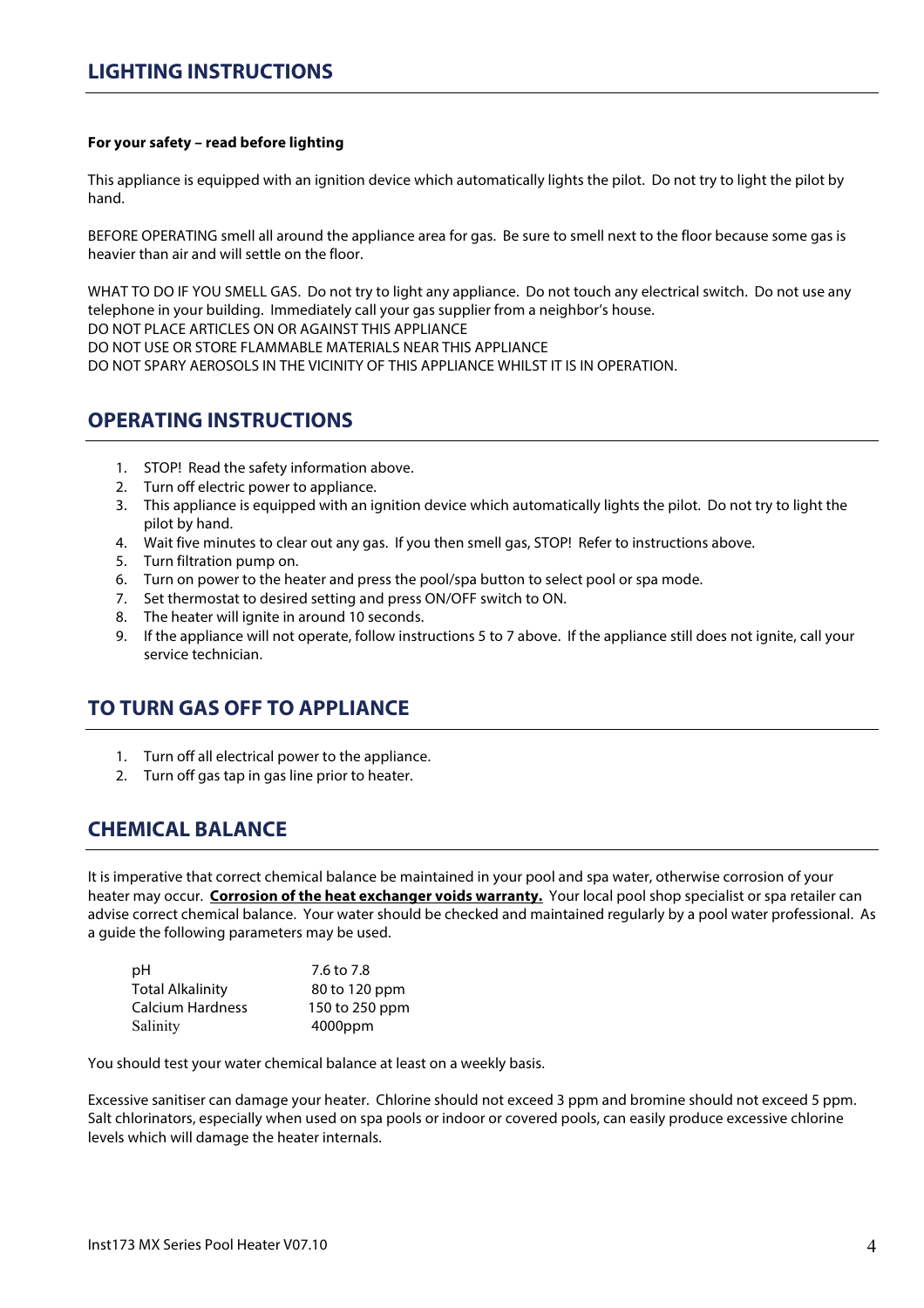## LIGHTING INSTRUCTIONS

**For your safety – read before lighting**

This appliance is equipped with an ignition device which automatically lights the pilot. Do not try to light the pilot by hand.

BEFORE OPERATING smell all around the appliance area for gas. Be sure to smell next to the floor because some gas is heavier than air and will settle on the floor.

WHAT TO DO IF YOU SMELL GAS. Do not try to light any appliance. Do not touch any electrical switch. Do not use any telephone in your building. Immediately call your gas supplier from a neighbor's house.
DO NOT PLACE ARTICLES ON OR AGAINST THIS APPLIANCE
DO NOT USE OR STORE FLAMMABLE MATERIALS NEAR THIS APPLIANCE
DO NOT SPARY AEROSOLS IN THE VICINITY OF THIS APPLIANCE WHILST IT IS IN OPERATION.

## OPERATING INSTRUCTIONS

1. STOP! Read the safety information above.
2. Turn off electric power to appliance.
3. This appliance is equipped with an ignition device which automatically lights the pilot. Do not try to light the pilot by hand.
4. Wait five minutes to clear out any gas. If you then smell gas, STOP! Refer to instructions above.
5. Turn filtration pump on.
6. Turn on power to the heater and press the pool/spa button to select pool or spa mode.
7. Set thermostat to desired setting and press ON/OFF switch to ON.
8. The heater will ignite in around 10 seconds.
9. If the appliance will not operate, follow instructions 5 to 7 above. If the appliance still does not ignite, call your service technician.

## TO TURN GAS OFF TO APPLIANCE

1. Turn off all electrical power to the appliance.
2. Turn off gas tap in gas line prior to heater.

## CHEMICAL BALANCE

It is imperative that correct chemical balance be maintained in your pool and spa water, otherwise corrosion of your heater may occur. **Corrosion of the heat exchanger voids warranty.** Your local pool shop specialist or spa retailer can advise correct chemical balance. Your water should be checked and maintained regularly by a pool water professional. As a guide the following parameters may be used.

| Parameter | Value |
|---|---|
| pH | 7.6 to 7.8 |
| Total Alkalinity | 80 to 120 ppm |
| Calcium Hardness | 150 to 250 ppm |
| Salinity | 4000ppm |

You should test your water chemical balance at least on a weekly basis.

Excessive sanitiser can damage your heater. Chlorine should not exceed 3 ppm and bromine should not exceed 5 ppm. Salt chlorinators, especially when used on spa pools or indoor or covered pools, can easily produce excessive chlorine levels which will damage the heater internals.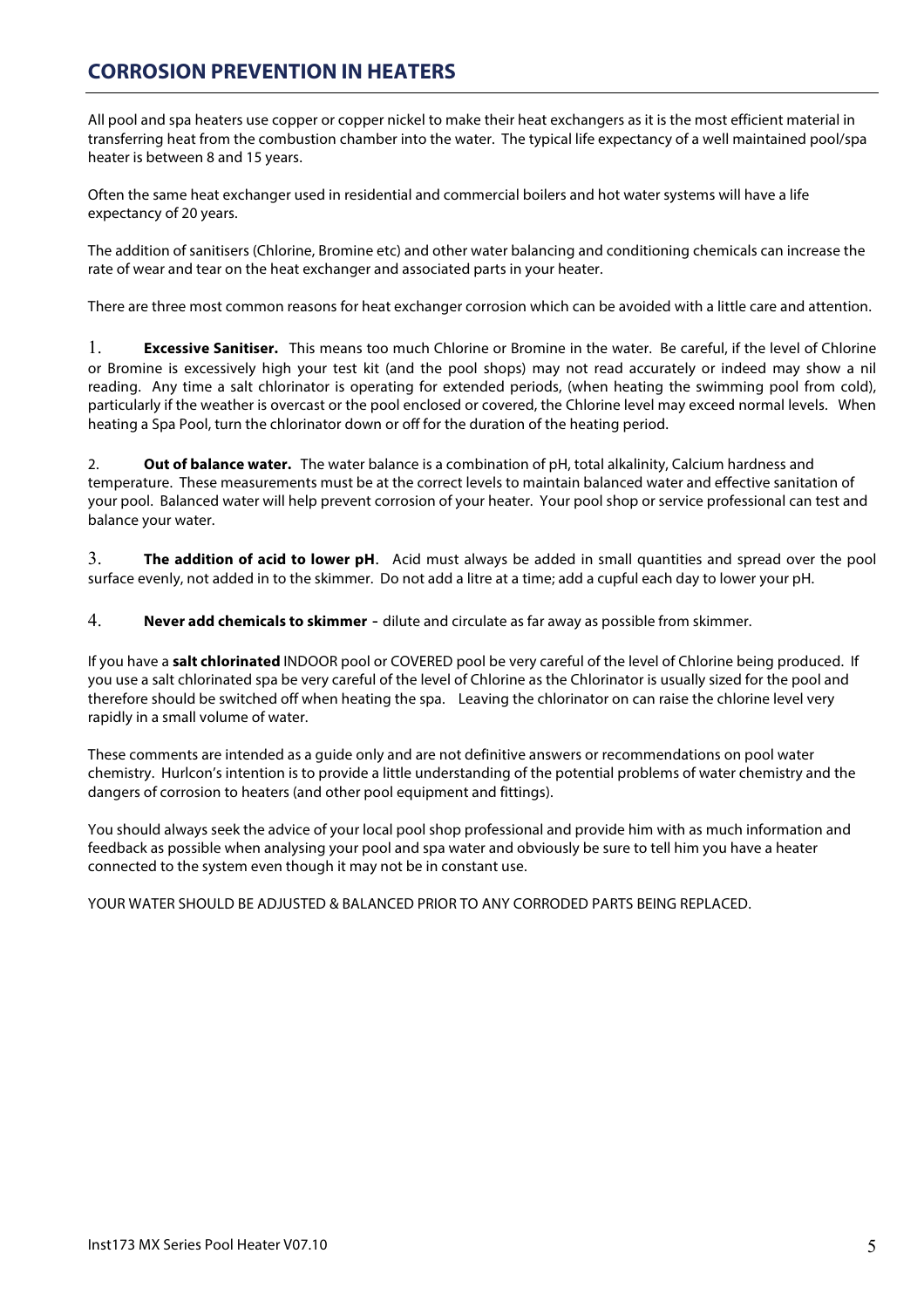## CORROSION PREVENTION IN HEATERS

All pool and spa heaters use copper or copper nickel to make their heat exchangers as it is the most efficient material in transferring heat from the combustion chamber into the water. The typical life expectancy of a well maintained pool/spa heater is between 8 and 15 years.

Often the same heat exchanger used in residential and commercial boilers and hot water systems will have a life expectancy of 20 years.

The addition of sanitisers (Chlorine, Bromine etc) and other water balancing and conditioning chemicals can increase the rate of wear and tear on the heat exchanger and associated parts in your heater.

There are three most common reasons for heat exchanger corrosion which can be avoided with a little care and attention.

1. **Excessive Sanitiser.** This means too much Chlorine or Bromine in the water. Be careful, if the level of Chlorine or Bromine is excessively high your test kit (and the pool shops) may not read accurately or indeed may show a nil reading. Any time a salt chlorinator is operating for extended periods, (when heating the swimming pool from cold), particularly if the weather is overcast or the pool enclosed or covered, the Chlorine level may exceed normal levels. When heating a Spa Pool, turn the chlorinator down or off for the duration of the heating period.

2. **Out of balance water.** The water balance is a combination of pH, total alkalinity, Calcium hardness and temperature. These measurements must be at the correct levels to maintain balanced water and effective sanitation of your pool. Balanced water will help prevent corrosion of your heater. Your pool shop or service professional can test and balance your water.

3. **The addition of acid to lower pH**. Acid must always be added in small quantities and spread over the pool surface evenly, not added in to the skimmer. Do not add a litre at a time; add a cupful each day to lower your pH.

4. **Never add chemicals to skimmer** - dilute and circulate as far away as possible from skimmer.

If you have a **salt chlorinated** INDOOR pool or COVERED pool be very careful of the level of Chlorine being produced. If you use a salt chlorinated spa be very careful of the level of Chlorine as the Chlorinator is usually sized for the pool and therefore should be switched off when heating the spa. Leaving the chlorinator on can raise the chlorine level very rapidly in a small volume of water.

These comments are intended as a guide only and are not definitive answers or recommendations on pool water chemistry. Hurlcon's intention is to provide a little understanding of the potential problems of water chemistry and the dangers of corrosion to heaters (and other pool equipment and fittings).

You should always seek the advice of your local pool shop professional and provide him with as much information and feedback as possible when analysing your pool and spa water and obviously be sure to tell him you have a heater connected to the system even though it may not be in constant use.

YOUR WATER SHOULD BE ADJUSTED & BALANCED PRIOR TO ANY CORRODED PARTS BEING REPLACED.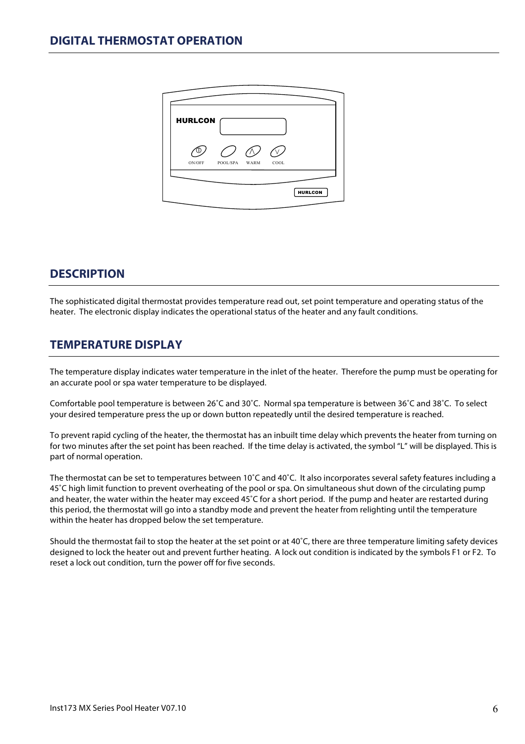## DIGITAL THERMOSTAT OPERATION

## DESCRIPTION

The sophisticated digital thermostat provides temperature read out, set point temperature and operating status of the heater. The electronic display indicates the operational status of the heater and any fault conditions.

## TEMPERATURE DISPLAY

The temperature display indicates water temperature in the inlet of the heater. Therefore the pump must be operating for an accurate pool or spa water temperature to be displayed.

Comfortable pool temperature is between 26˚C and 30˚C. Normal spa temperature is between 36˚C and 38˚C. To select your desired temperature press the up or down button repeatedly until the desired temperature is reached.

To prevent rapid cycling of the heater, the thermostat has an inbuilt time delay which prevents the heater from turning on for two minutes after the set point has been reached. If the time delay is activated, the symbol "L" will be displayed. This is part of normal operation.

The thermostat can be set to temperatures between 10˚C and 40˚C. It also incorporates several safety features including a 45˚C high limit function to prevent overheating of the pool or spa. On simultaneous shut down of the circulating pump and heater, the water within the heater may exceed 45˚C for a short period. If the pump and heater are restarted during this period, the thermostat will go into a standby mode and prevent the heater from relighting until the temperature within the heater has dropped below the set temperature.

Should the thermostat fail to stop the heater at the set point or at 40˚C, there are three temperature limiting safety devices designed to lock the heater out and prevent further heating. A lock out condition is indicated by the symbols F1 or F2. To reset a lock out condition, turn the power off for five seconds.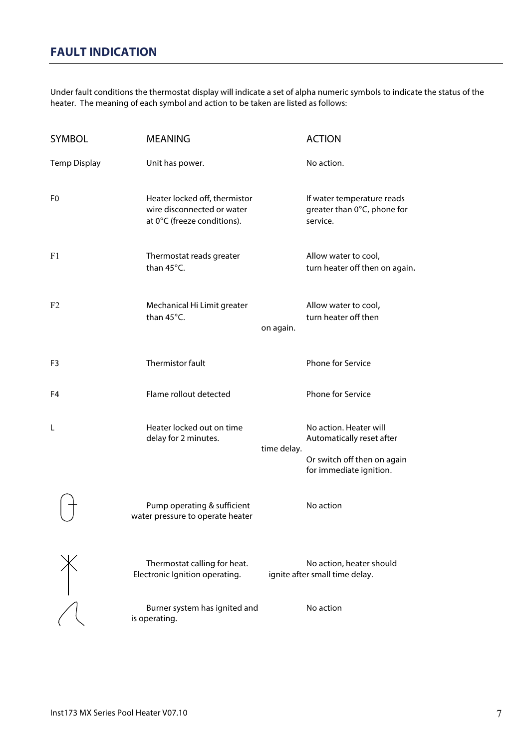## FAULT INDICATION

Under fault conditions the thermostat display will indicate a set of alpha numeric symbols to indicate the status of the heater. The meaning of each symbol and action to be taken are listed as follows:

| SYMBOL | MEANING | ACTION |
|---|---|---|
| Temp Display | Unit has power. | No action. |
| F0 | Heater locked off, thermistor wire disconnected or water at 0°C (freeze conditions). | If water temperature reads greater than 0°C, phone for service. |
| F1 | Thermostat reads greater than 45°C. | Allow water to cool, turn heater off then on again. |
| F2 | Mechanical Hi Limit greater than 45°C. | Allow water to cool, turn heater off then on again. |
| F3 | Thermistor fault | Phone for Service |
| F4 | Flame rollout detected | Phone for Service |
| L | Heater locked out on time delay for 2 minutes. | No action. Heater will Automatically reset after time delay. Or switch off then on again for immediate ignition. |
| (pump symbol) | Pump operating & sufficient water pressure to operate heater | No action |
| (spark symbol) | Thermostat calling for heat. Electronic Ignition operating. | No action, heater should ignite after small time delay. |
| (flame symbol) | Burner system has ignited and is operating. | No action |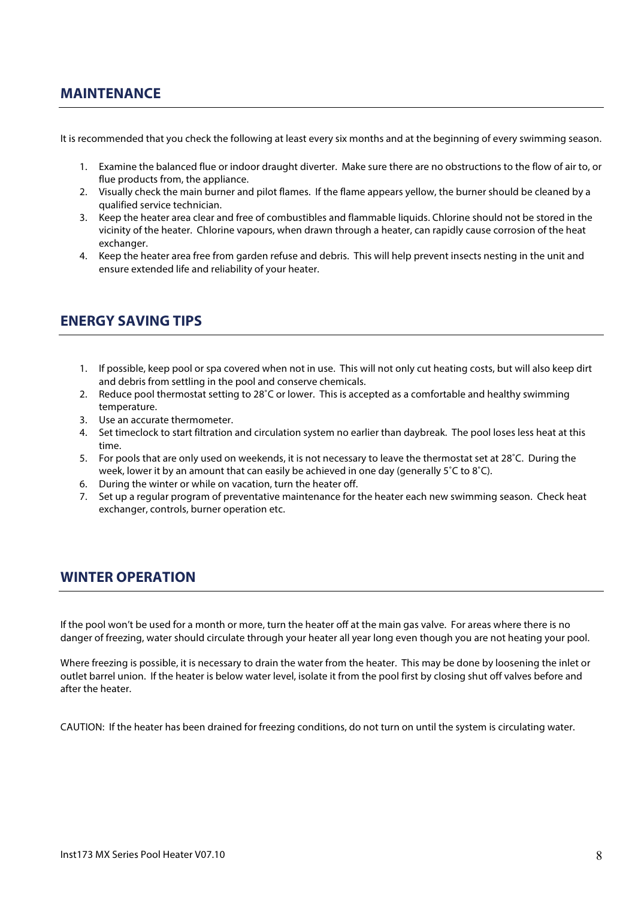## MAINTENANCE

It is recommended that you check the following at least every six months and at the beginning of every swimming season.

1. Examine the balanced flue or indoor draught diverter. Make sure there are no obstructions to the flow of air to, or flue products from, the appliance.
2. Visually check the main burner and pilot flames. If the flame appears yellow, the burner should be cleaned by a qualified service technician.
3. Keep the heater area clear and free of combustibles and flammable liquids. Chlorine should not be stored in the vicinity of the heater. Chlorine vapours, when drawn through a heater, can rapidly cause corrosion of the heat exchanger.
4. Keep the heater area free from garden refuse and debris. This will help prevent insects nesting in the unit and ensure extended life and reliability of your heater.

## ENERGY SAVING TIPS

1. If possible, keep pool or spa covered when not in use. This will not only cut heating costs, but will also keep dirt and debris from settling in the pool and conserve chemicals.
2. Reduce pool thermostat setting to 28˚C or lower. This is accepted as a comfortable and healthy swimming temperature.
3. Use an accurate thermometer.
4. Set timeclock to start filtration and circulation system no earlier than daybreak. The pool loses less heat at this time.
5. For pools that are only used on weekends, it is not necessary to leave the thermostat set at 28˚C. During the week, lower it by an amount that can easily be achieved in one day (generally 5˚C to 8˚C).
6. During the winter or while on vacation, turn the heater off.
7. Set up a regular program of preventative maintenance for the heater each new swimming season. Check heat exchanger, controls, burner operation etc.

## WINTER OPERATION

If the pool won't be used for a month or more, turn the heater off at the main gas valve. For areas where there is no danger of freezing, water should circulate through your heater all year long even though you are not heating your pool.

Where freezing is possible, it is necessary to drain the water from the heater. This may be done by loosening the inlet or outlet barrel union. If the heater is below water level, isolate it from the pool first by closing shut off valves before and after the heater.

CAUTION: If the heater has been drained for freezing conditions, do not turn on until the system is circulating water.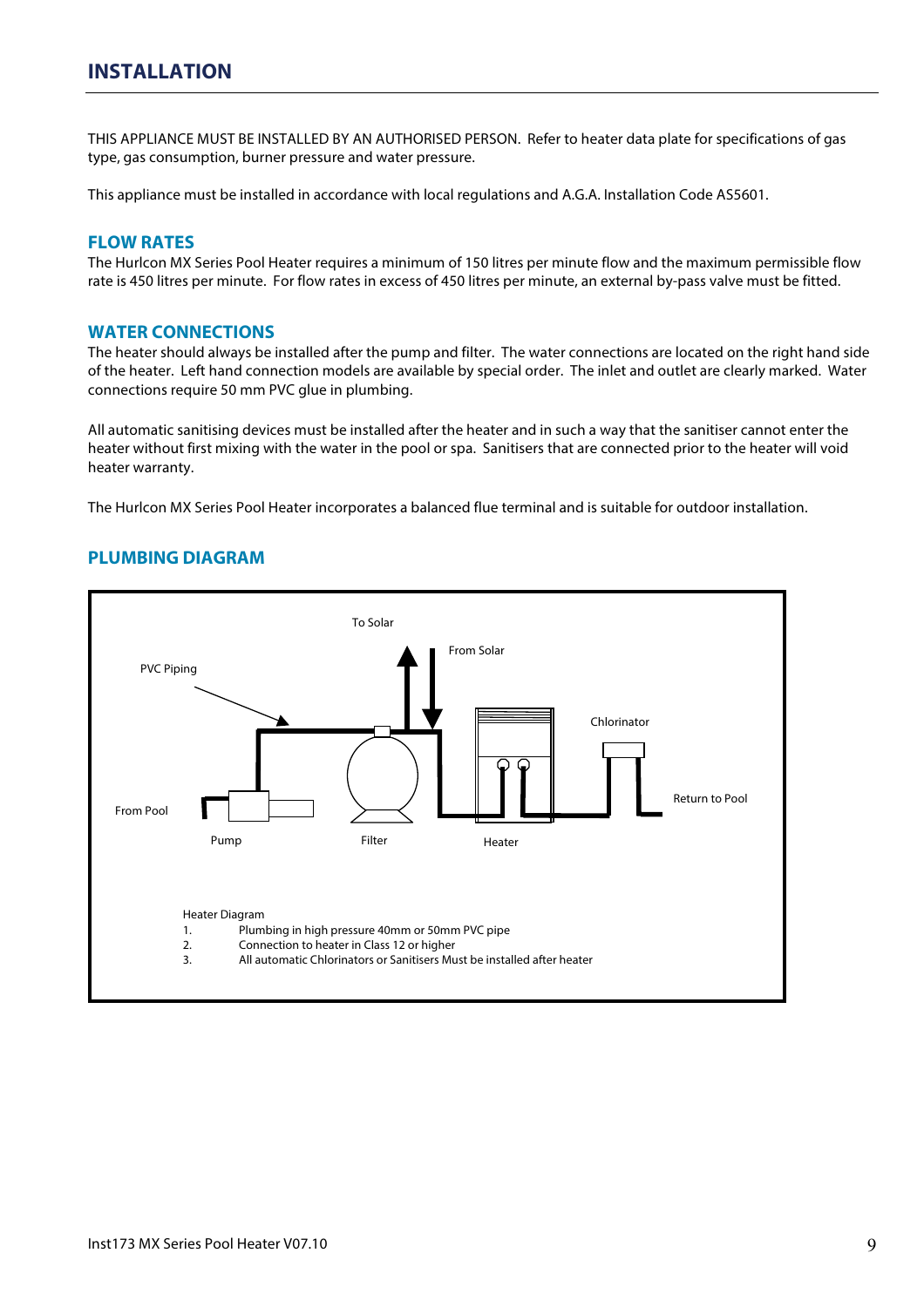# INSTALLATION

THIS APPLIANCE MUST BE INSTALLED BY AN AUTHORISED PERSON. Refer to heater data plate for specifications of gas type, gas consumption, burner pressure and water pressure.

This appliance must be installed in accordance with local regulations and A.G.A. Installation Code AS5601.

## FLOW RATES

The Hurlcon MX Series Pool Heater requires a minimum of 150 litres per minute flow and the maximum permissible flow rate is 450 litres per minute. For flow rates in excess of 450 litres per minute, an external by-pass valve must be fitted.

## WATER CONNECTIONS

The heater should always be installed after the pump and filter. The water connections are located on the right hand side of the heater. Left hand connection models are available by special order. The inlet and outlet are clearly marked. Water connections require 50 mm PVC glue in plumbing.

All automatic sanitising devices must be installed after the heater and in such a way that the sanitiser cannot enter the heater without first mixing with the water in the pool or spa. Sanitisers that are connected prior to the heater will void heater warranty.

The Hurlcon MX Series Pool Heater incorporates a balanced flue terminal and is suitable for outdoor installation.

## PLUMBING DIAGRAM

To Solar

From Solar

PVC Piping

Chlorinator

From Pool

Return to Pool

Pump

Filter

Heater

Heater Diagram

1. Plumbing in high pressure 40mm or 50mm PVC pipe
2. Connection to heater in Class 12 or higher
3. All automatic Chlorinators or Sanitisers Must be installed after heater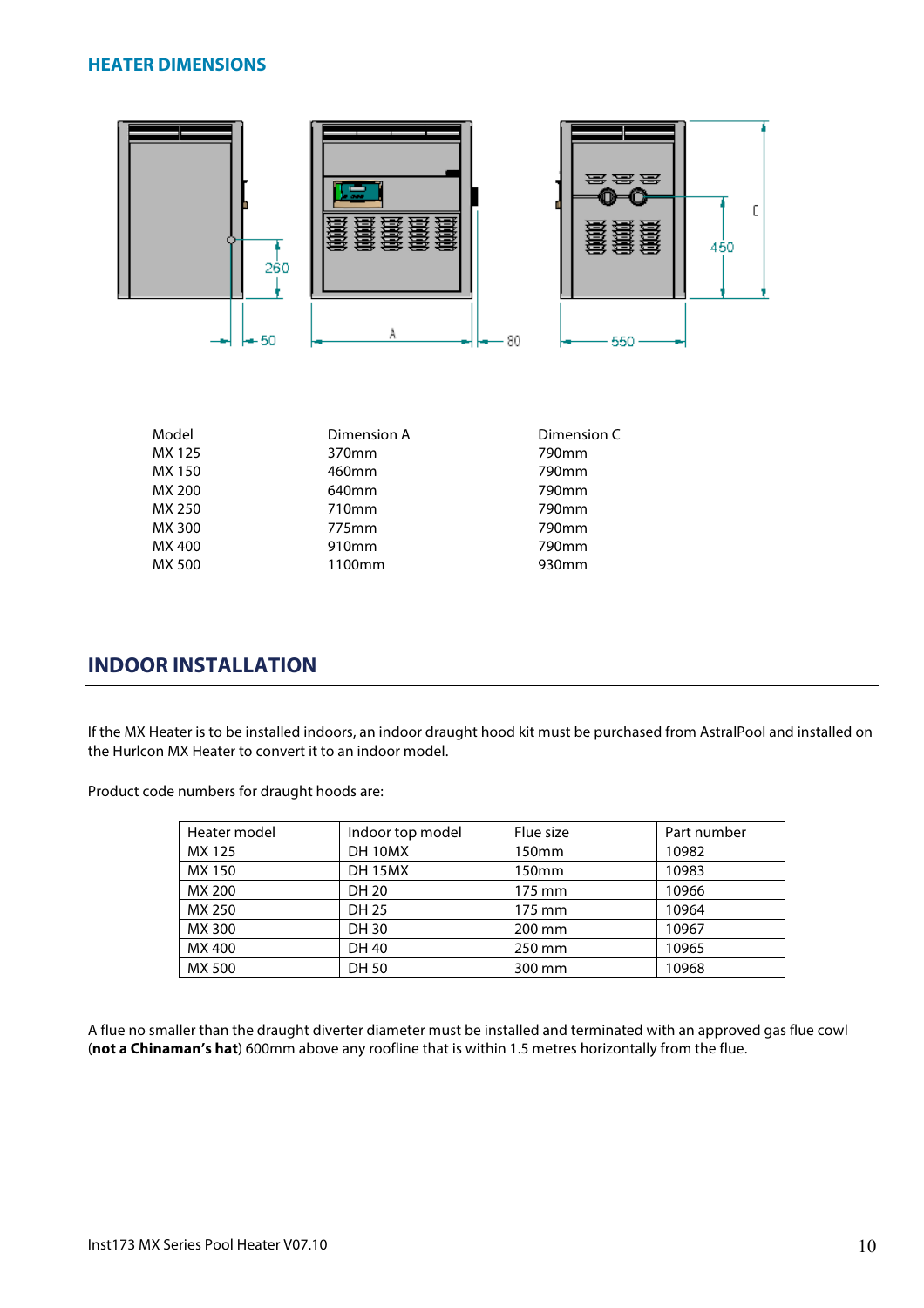## HEATER DIMENSIONS

| Model | Dimension A | Dimension C |
|---|---|---|
| MX 125 | 370mm | 790mm |
| MX 150 | 460mm | 790mm |
| MX 200 | 640mm | 790mm |
| MX 250 | 710mm | 790mm |
| MX 300 | 775mm | 790mm |
| MX 400 | 910mm | 790mm |
| MX 500 | 1100mm | 930mm |

## INDOOR INSTALLATION

If the MX Heater is to be installed indoors, an indoor draught hood kit must be purchased from AstralPool and installed on the Hurlcon MX Heater to convert it to an indoor model.

Product code numbers for draught hoods are:

| Heater model | Indoor top model | Flue size | Part number |
|---|---|---|---|
| MX 125 | DH 10MX | 150mm | 10982 |
| MX 150 | DH 15MX | 150mm | 10983 |
| MX 200 | DH 20 | 175 mm | 10966 |
| MX 250 | DH 25 | 175 mm | 10964 |
| MX 300 | DH 30 | 200 mm | 10967 |
| MX 400 | DH 40 | 250 mm | 10965 |
| MX 500 | DH 50 | 300 mm | 10968 |

A flue no smaller than the draught diverter diameter must be installed and terminated with an approved gas flue cowl (**not a Chinaman's hat**) 600mm above any roofline that is within 1.5 metres horizontally from the flue.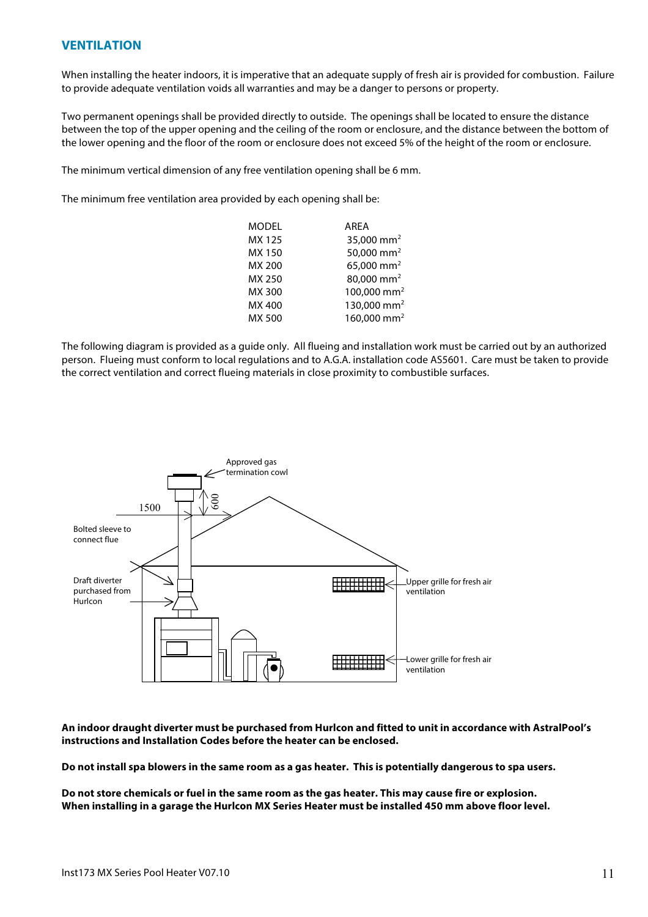## VENTILATION

When installing the heater indoors, it is imperative that an adequate supply of fresh air is provided for combustion. Failure to provide adequate ventilation voids all warranties and may be a danger to persons or property.

Two permanent openings shall be provided directly to outside. The openings shall be located to ensure the distance between the top of the upper opening and the ceiling of the room or enclosure, and the distance between the bottom of the lower opening and the floor of the room or enclosure does not exceed 5% of the height of the room or enclosure.

The minimum vertical dimension of any free ventilation opening shall be 6 mm.

The minimum free ventilation area provided by each opening shall be:

| MODEL | AREA |
|---|---|
| MX 125 | 35,000 mm$^2$ |
| MX 150 | 50,000 mm$^2$ |
| MX 200 | 65,000 mm$^2$ |
| MX 250 | 80,000 mm$^2$ |
| MX 300 | 100,000 mm$^2$ |
| MX 400 | 130,000 mm$^2$ |
| MX 500 | 160,000 mm$^2$ |

The following diagram is provided as a guide only. All flueing and installation work must be carried out by an authorized person. Flueing must conform to local regulations and to A.G.A. installation code AS5601. Care must be taken to provide the correct ventilation and correct flueing materials in close proximity to combustible surfaces.

Approved gas termination cowl

1500

600

Bolted sleeve to connect flue

Draft diverter purchased from Hurlcon

Upper grille for fresh air ventilation

Lower grille for fresh air ventilation

**An indoor draught diverter must be purchased from Hurlcon and fitted to unit in accordance with AstralPool's instructions and Installation Codes before the heater can be enclosed.**

**Do not install spa blowers in the same room as a gas heater. This is potentially dangerous to spa users.**

**Do not store chemicals or fuel in the same room as the gas heater. This may cause fire or explosion.**
**When installing in a garage the Hurlcon MX Series Heater must be installed 450 mm above floor level.**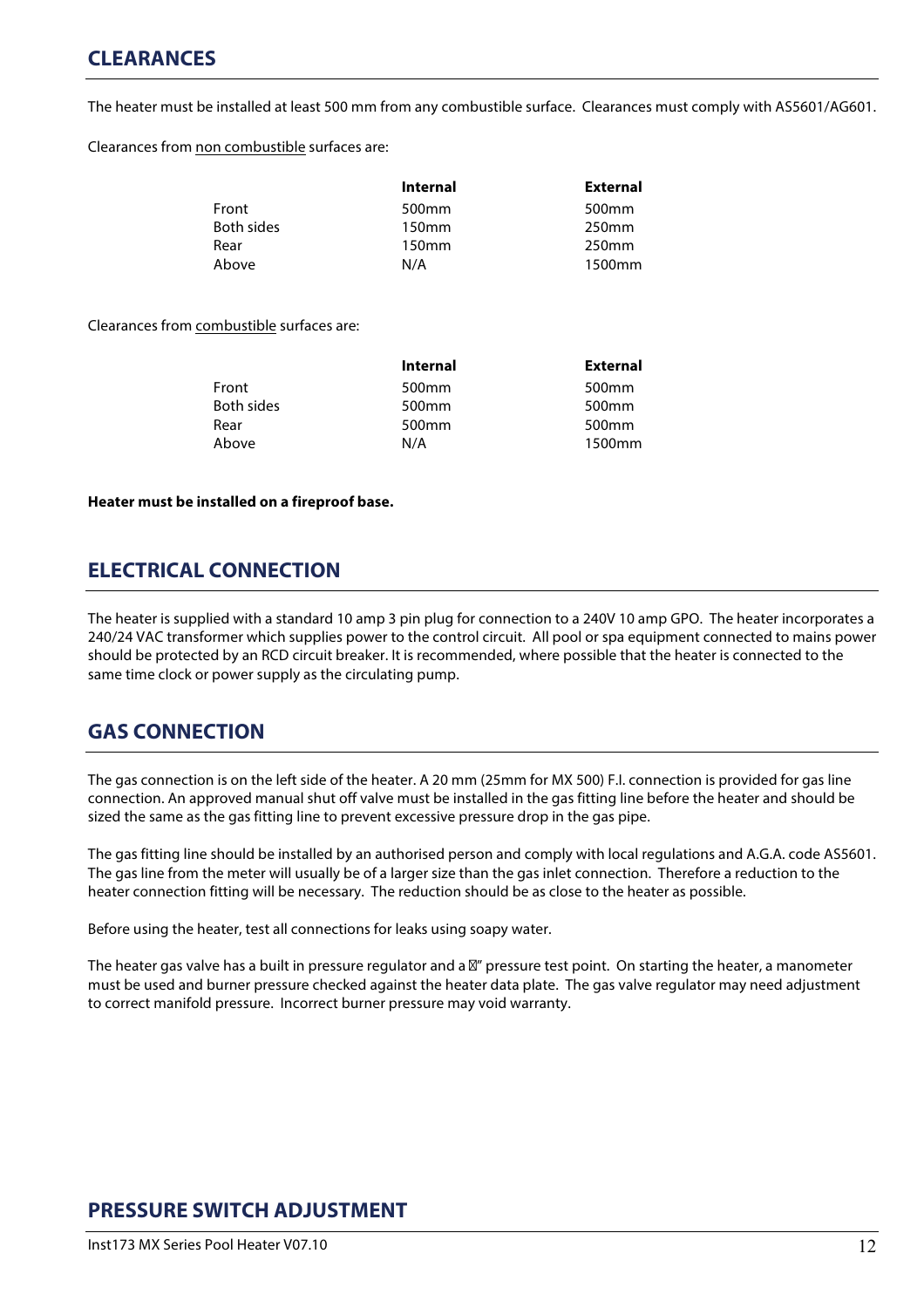## CLEARANCES

The heater must be installed at least 500 mm from any combustible surface. Clearances must comply with AS5601/AG601.

Clearances from <u>non combustible</u> surfaces are:

| | Internal | External |
|---|---|---|
| Front | 500mm | 500mm |
| Both sides | 150mm | 250mm |
| Rear | 150mm | 250mm |
| Above | N/A | 1500mm |

Clearances from <u>combustible</u> surfaces are:

| | Internal | External |
|---|---|---|
| Front | 500mm | 500mm |
| Both sides | 500mm | 500mm |
| Rear | 500mm | 500mm |
| Above | N/A | 1500mm |

**Heater must be installed on a fireproof base.**

## ELECTRICAL CONNECTION

The heater is supplied with a standard 10 amp 3 pin plug for connection to a 240V 10 amp GPO. The heater incorporates a 240/24 VAC transformer which supplies power to the control circuit. All pool or spa equipment connected to mains power should be protected by an RCD circuit breaker. It is recommended, where possible that the heater is connected to the same time clock or power supply as the circulating pump.

## GAS CONNECTION

The gas connection is on the left side of the heater. A 20 mm (25mm for MX 500) F.I. connection is provided for gas line connection. An approved manual shut off valve must be installed in the gas fitting line before the heater and should be sized the same as the gas fitting line to prevent excessive pressure drop in the gas pipe.

The gas fitting line should be installed by an authorised person and comply with local regulations and A.G.A. code AS5601. The gas line from the meter will usually be of a larger size than the gas inlet connection. Therefore a reduction to the heater connection fitting will be necessary. The reduction should be as close to the heater as possible.

Before using the heater, test all connections for leaks using soapy water.

The heater gas valve has a built in pressure regulator and a ⅛" pressure test point. On starting the heater, a manometer must be used and burner pressure checked against the heater data plate. The gas valve regulator may need adjustment to correct manifold pressure. Incorrect burner pressure may void warranty.

## PRESSURE SWITCH ADJUSTMENT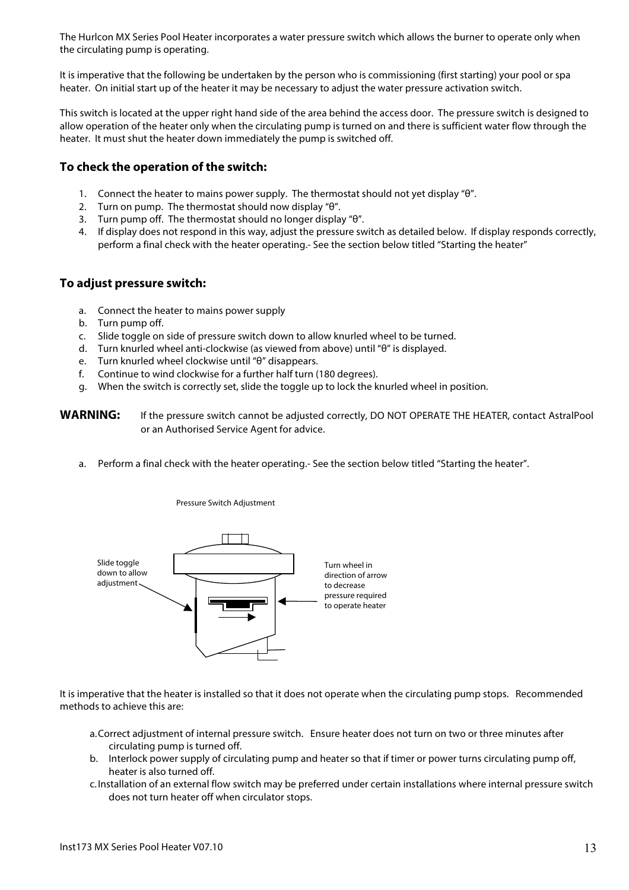The Hurlcon MX Series Pool Heater incorporates a water pressure switch which allows the burner to operate only when the circulating pump is operating.

It is imperative that the following be undertaken by the person who is commissioning (first starting) your pool or spa heater. On initial start up of the heater it may be necessary to adjust the water pressure activation switch.

This switch is located at the upper right hand side of the area behind the access door. The pressure switch is designed to allow operation of the heater only when the circulating pump is turned on and there is sufficient water flow through the heater. It must shut the heater down immediately the pump is switched off.

### To check the operation of the switch:

1. Connect the heater to mains power supply. The thermostat should not yet display "θ".
2. Turn on pump. The thermostat should now display "θ".
3. Turn pump off. The thermostat should no longer display "θ".
4. If display does not respond in this way, adjust the pressure switch as detailed below. If display responds correctly, perform a final check with the heater operating.- See the section below titled "Starting the heater"

### To adjust pressure switch:

a. Connect the heater to mains power supply
b. Turn pump off.
c. Slide toggle on side of pressure switch down to allow knurled wheel to be turned.
d. Turn knurled wheel anti-clockwise (as viewed from above) until "θ" is displayed.
e. Turn knurled wheel clockwise until "θ" disappears.
f. Continue to wind clockwise for a further half turn (180 degrees).
g. When the switch is correctly set, slide the toggle up to lock the knurled wheel in position.

**WARNING:** If the pressure switch cannot be adjusted correctly, DO NOT OPERATE THE HEATER, contact AstralPool or an Authorised Service Agent for advice.

a. Perform a final check with the heater operating.- See the section below titled "Starting the heater".

Pressure Switch Adjustment

Slide toggle down to allow adjustment

Turn wheel in direction of arrow to decrease pressure required to operate heater

It is imperative that the heater is installed so that it does not operate when the circulating pump stops. Recommended methods to achieve this are:

a. Correct adjustment of internal pressure switch. Ensure heater does not turn on two or three minutes after circulating pump is turned off.
b. Interlock power supply of circulating pump and heater so that if timer or power turns circulating pump off, heater is also turned off.
c. Installation of an external flow switch may be preferred under certain installations where internal pressure switch does not turn heater off when circulator stops.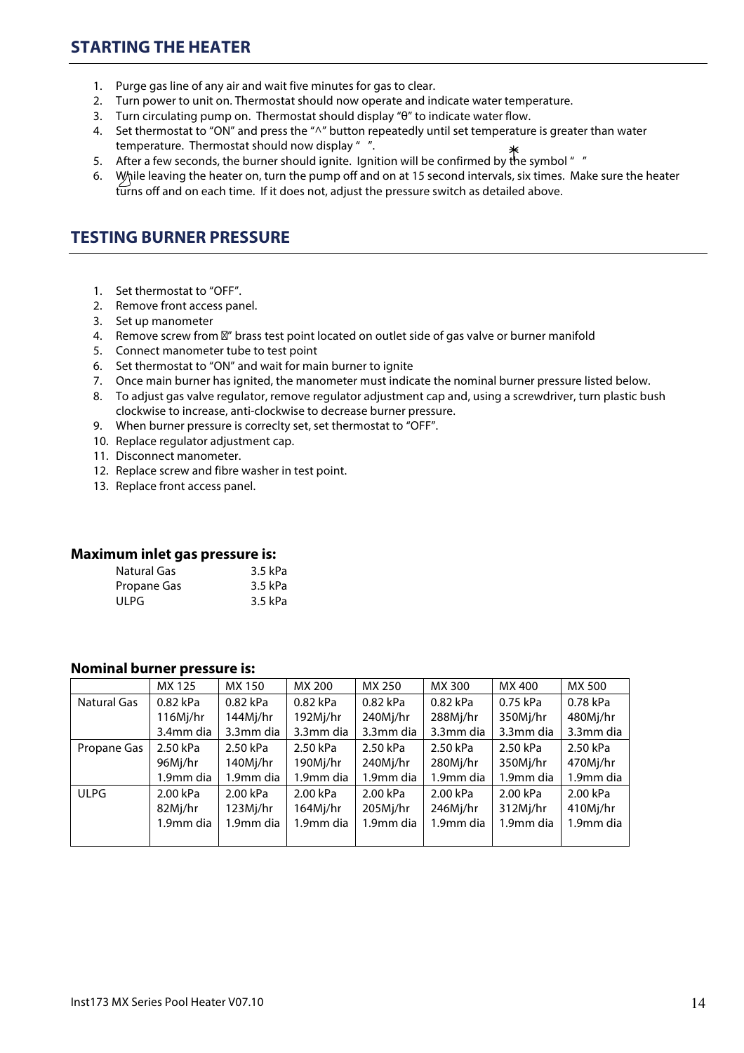## STARTING THE HEATER

1. Purge gas line of any air and wait five minutes for gas to clear.
2. Turn power to unit on. Thermostat should now operate and indicate water temperature.
3. Turn circulating pump on. Thermostat should display "θ" to indicate water flow.
4. Set thermostat to "ON" and press the "^" button repeatedly until set temperature is greater than water temperature. Thermostat should now display " ".
5. After a few seconds, the burner should ignite. Ignition will be confirmed by the symbol " "
6. While leaving the heater on, turn the pump off and on at 15 second intervals, six times. Make sure the heater turns off and on each time. If it does not, adjust the pressure switch as detailed above.

## TESTING BURNER PRESSURE

1. Set thermostat to "OFF".
2. Remove front access panel.
3. Set up manometer
4. Remove screw from ⊠" brass test point located on outlet side of gas valve or burner manifold
5. Connect manometer tube to test point
6. Set thermostat to "ON" and wait for main burner to ignite
7. Once main burner has ignited, the manometer must indicate the nominal burner pressure listed below.
8. To adjust gas valve regulator, remove regulator adjustment cap and, using a screwdriver, turn plastic bush clockwise to increase, anti-clockwise to decrease burner pressure.
9. When burner pressure is correclty set, set thermostat to "OFF".
10. Replace regulator adjustment cap.
11. Disconnect manometer.
12. Replace screw and fibre washer in test point.
13. Replace front access panel.

**Maximum inlet gas pressure is:**

| | |
|---|---|
| Natural Gas | 3.5 kPa |
| Propane Gas | 3.5 kPa |
| ULPG | 3.5 kPa |

**Nominal burner pressure is:**

| | MX 125 | MX 150 | MX 200 | MX 250 | MX 300 | MX 400 | MX 500 |
|---|---|---|---|---|---|---|---|
| Natural Gas | 0.82 kPa 116Mj/hr 3.4mm dia | 0.82 kPa 144Mj/hr 3.3mm dia | 0.82 kPa 192Mj/hr 3.3mm dia | 0.82 kPa 240Mj/hr 3.3mm dia | 0.82 kPa 288Mj/hr 3.3mm dia | 0.75 kPa 350Mj/hr 3.3mm dia | 0.78 kPa 480Mj/hr 3.3mm dia |
| Propane Gas | 2.50 kPa 96Mj/hr 1.9mm dia | 2.50 kPa 140Mj/hr 1.9mm dia | 2.50 kPa 190Mj/hr 1.9mm dia | 2.50 kPa 240Mj/hr 1.9mm dia | 2.50 kPa 280Mj/hr 1.9mm dia | 2.50 kPa 350Mj/hr 1.9mm dia | 2.50 kPa 470Mj/hr 1.9mm dia |
| ULPG | 2.00 kPa 82Mj/hr 1.9mm dia | 2.00 kPa 123Mj/hr 1.9mm dia | 2.00 kPa 164Mj/hr 1.9mm dia | 2.00 kPa 205Mj/hr 1.9mm dia | 2.00 kPa 246Mj/hr 1.9mm dia | 2.00 kPa 312Mj/hr 1.9mm dia | 2.00 kPa 410Mj/hr 1.9mm dia |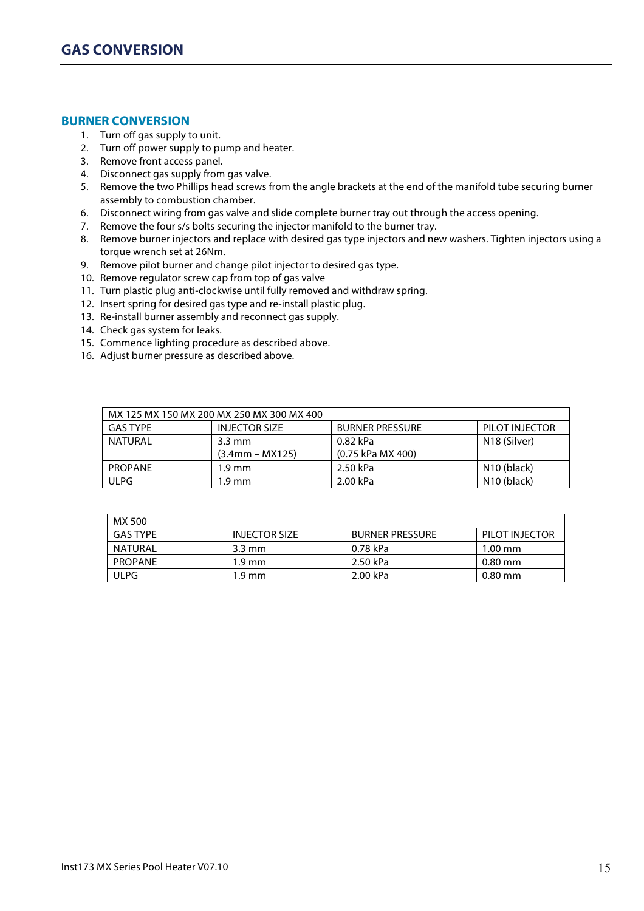# GAS CONVERSION

## BURNER CONVERSION

1. Turn off gas supply to unit.
2. Turn off power supply to pump and heater.
3. Remove front access panel.
4. Disconnect gas supply from gas valve.
5. Remove the two Phillips head screws from the angle brackets at the end of the manifold tube securing burner assembly to combustion chamber.
6. Disconnect wiring from gas valve and slide complete burner tray out through the access opening.
7. Remove the four s/s bolts securing the injector manifold to the burner tray.
8. Remove burner injectors and replace with desired gas type injectors and new washers. Tighten injectors using a torque wrench set at 26Nm.
9. Remove pilot burner and change pilot injector to desired gas type.
10. Remove regulator screw cap from top of gas valve
11. Turn plastic plug anti-clockwise until fully removed and withdraw spring.
12. Insert spring for desired gas type and re-install plastic plug.
13. Re-install burner assembly and reconnect gas supply.
14. Check gas system for leaks.
15. Commence lighting procedure as described above.
16. Adjust burner pressure as described above.

| MX 125 MX 150 MX 200 MX 250 MX 300 MX 400 | | | |
|---|---|---|---|
| GAS TYPE | INJECTOR SIZE | BURNER PRESSURE | PILOT INJECTOR |
| NATURAL | 3.3 mm (3.4mm – MX125) | 0.82 kPa (0.75 kPa MX 400) | N18 (Silver) |
| PROPANE | 1.9 mm | 2.50 kPa | N10 (black) |
| ULPG | 1.9 mm | 2.00 kPa | N10 (black) |

| MX 500 | | | |
|---|---|---|---|
| GAS TYPE | INJECTOR SIZE | BURNER PRESSURE | PILOT INJECTOR |
| NATURAL | 3.3 mm | 0.78 kPa | 1.00 mm |
| PROPANE | 1.9 mm | 2.50 kPa | 0.80 mm |
| ULPG | 1.9 mm | 2.00 kPa | 0.80 mm |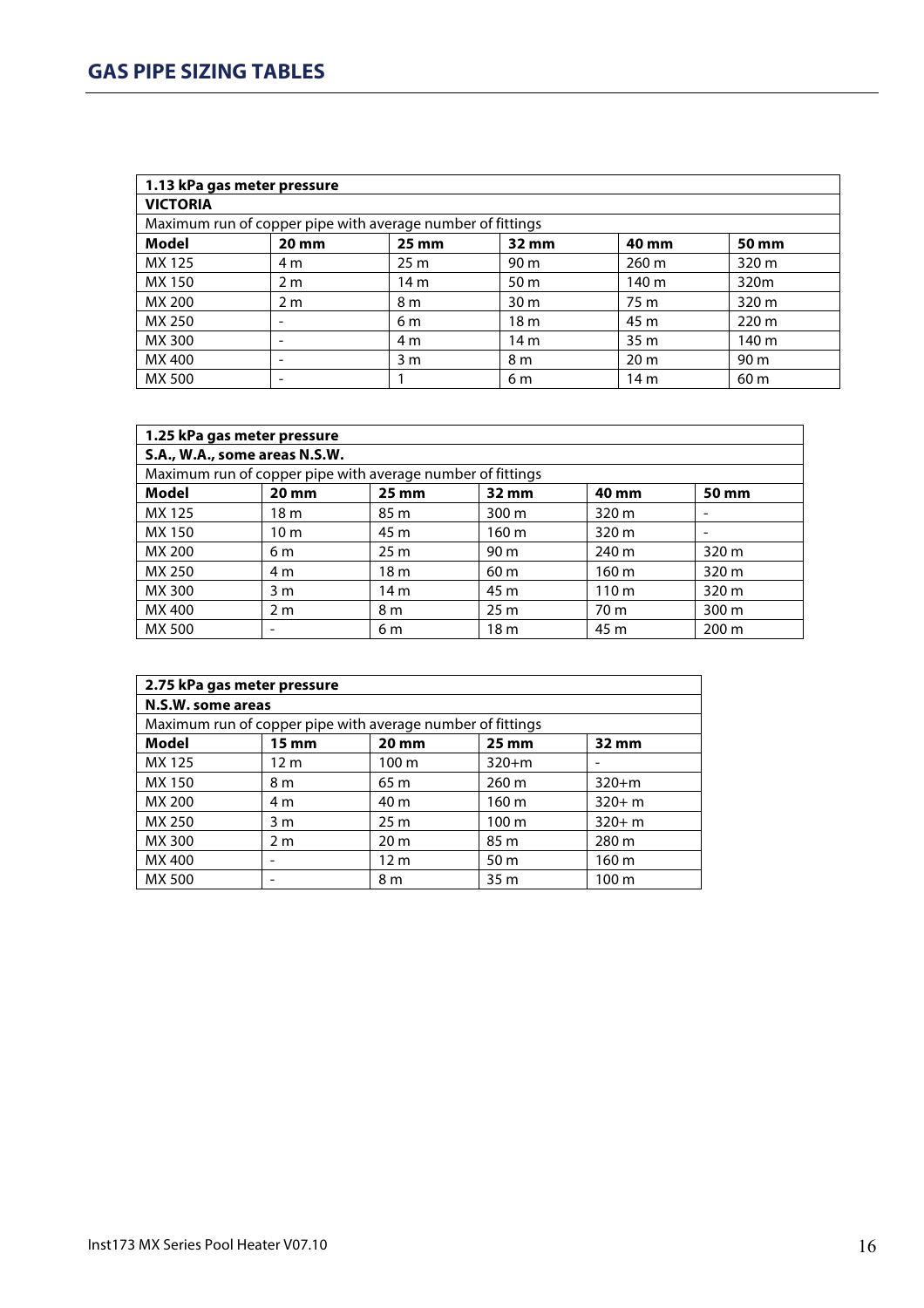# GAS PIPE SIZING TABLES

| 1.13 kPa gas meter pressure | | | | | |
|---|---|---|---|---|---|
| **VICTORIA** | | | | | |
| Maximum run of copper pipe with average number of fittings | | | | | |
| **Model** | **20 mm** | **25 mm** | **32 mm** | **40 mm** | **50 mm** |
| MX 125 | 4 m | 25 m | 90 m | 260 m | 320 m |
| MX 150 | 2 m | 14 m | 50 m | 140 m | 320m |
| MX 200 | 2 m | 8 m | 30 m | 75 m | 320 m |
| MX 250 | - | 6 m | 18 m | 45 m | 220 m |
| MX 300 | - | 4 m | 14 m | 35 m | 140 m |
| MX 400 | - | 3 m | 8 m | 20 m | 90 m |
| MX 500 | - | 1 | 6 m | 14 m | 60 m |

| 1.25 kPa gas meter pressure | | | | | |
|---|---|---|---|---|---|
| **S.A., W.A., some areas N.S.W.** | | | | | |
| Maximum run of copper pipe with average number of fittings | | | | | |
| **Model** | **20 mm** | **25 mm** | **32 mm** | **40 mm** | **50 mm** |
| MX 125 | 18 m | 85 m | 300 m | 320 m | - |
| MX 150 | 10 m | 45 m | 160 m | 320 m | - |
| MX 200 | 6 m | 25 m | 90 m | 240 m | 320 m |
| MX 250 | 4 m | 18 m | 60 m | 160 m | 320 m |
| MX 300 | 3 m | 14 m | 45 m | 110 m | 320 m |
| MX 400 | 2 m | 8 m | 25 m | 70 m | 300 m |
| MX 500 | - | 6 m | 18 m | 45 m | 200 m |

| 2.75 kPa gas meter pressure | | | | |
|---|---|---|---|---|
| **N.S.W. some areas** | | | | |
| Maximum run of copper pipe with average number of fittings | | | | |
| **Model** | **15 mm** | **20 mm** | **25 mm** | **32 mm** |
| MX 125 | 12 m | 100 m | 320+m | - |
| MX 150 | 8 m | 65 m | 260 m | 320+m |
| MX 200 | 4 m | 40 m | 160 m | 320+ m |
| MX 250 | 3 m | 25 m | 100 m | 320+ m |
| MX 300 | 2 m | 20 m | 85 m | 280 m |
| MX 400 | - | 12 m | 50 m | 160 m |
| MX 500 | - | 8 m | 35 m | 100 m |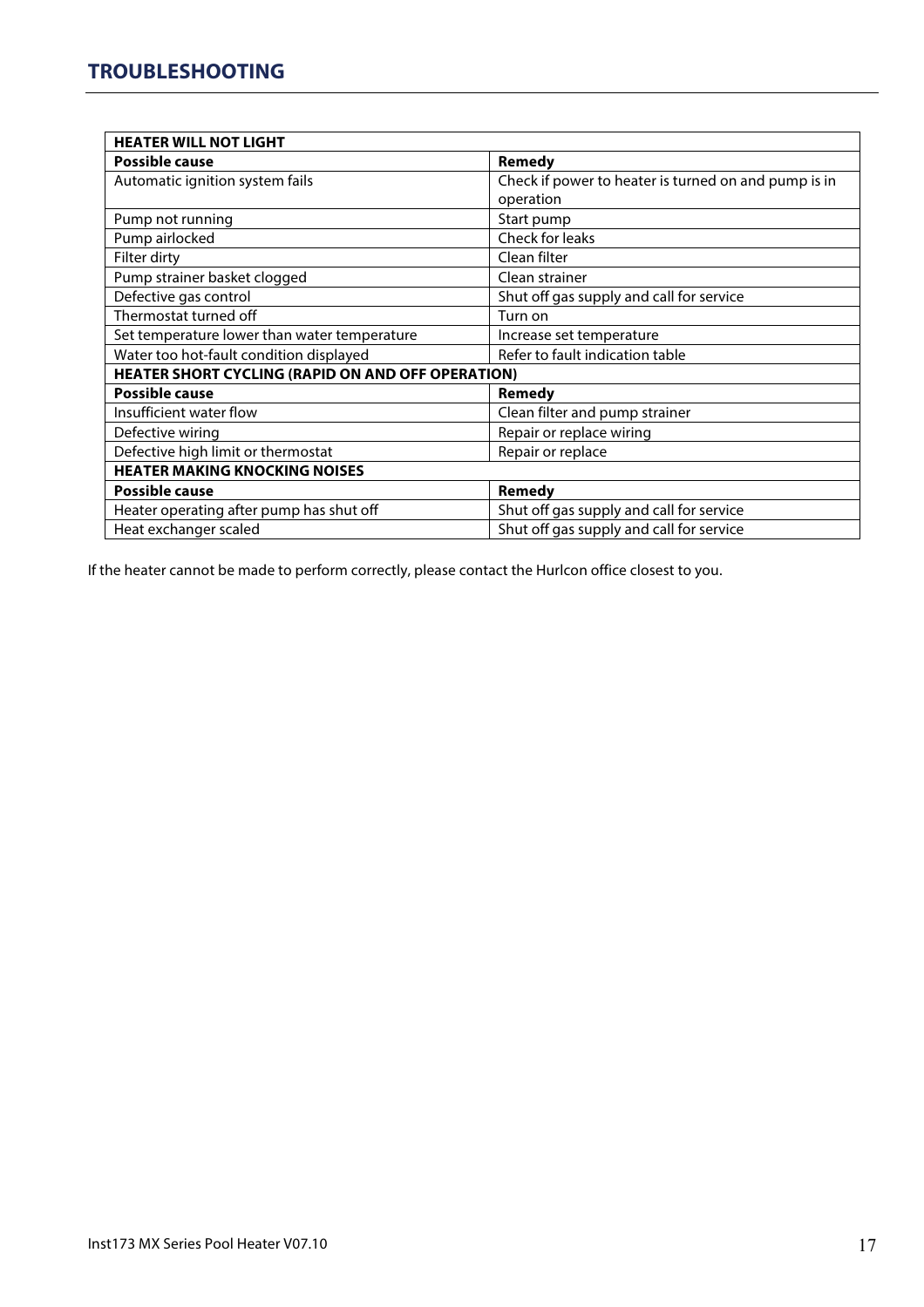# TROUBLESHOOTING

| HEATER WILL NOT LIGHT | |
|---|---|
| **Possible cause** | **Remedy** |
| Automatic ignition system fails | Check if power to heater is turned on and pump is in operation |
| Pump not running | Start pump |
| Pump airlocked | Check for leaks |
| Filter dirty | Clean filter |
| Pump strainer basket clogged | Clean strainer |
| Defective gas control | Shut off gas supply and call for service |
| Thermostat turned off | Turn on |
| Set temperature lower than water temperature | Increase set temperature |
| Water too hot-fault condition displayed | Refer to fault indication table |
| **HEATER SHORT CYCLING (RAPID ON AND OFF OPERATION)** | |
| **Possible cause** | **Remedy** |
| Insufficient water flow | Clean filter and pump strainer |
| Defective wiring | Repair or replace wiring |
| Defective high limit or thermostat | Repair or replace |
| **HEATER MAKING KNOCKING NOISES** | |
| **Possible cause** | **Remedy** |
| Heater operating after pump has shut off | Shut off gas supply and call for service |
| Heat exchanger scaled | Shut off gas supply and call for service |

If the heater cannot be made to perform correctly, please contact the Hurlcon office closest to you.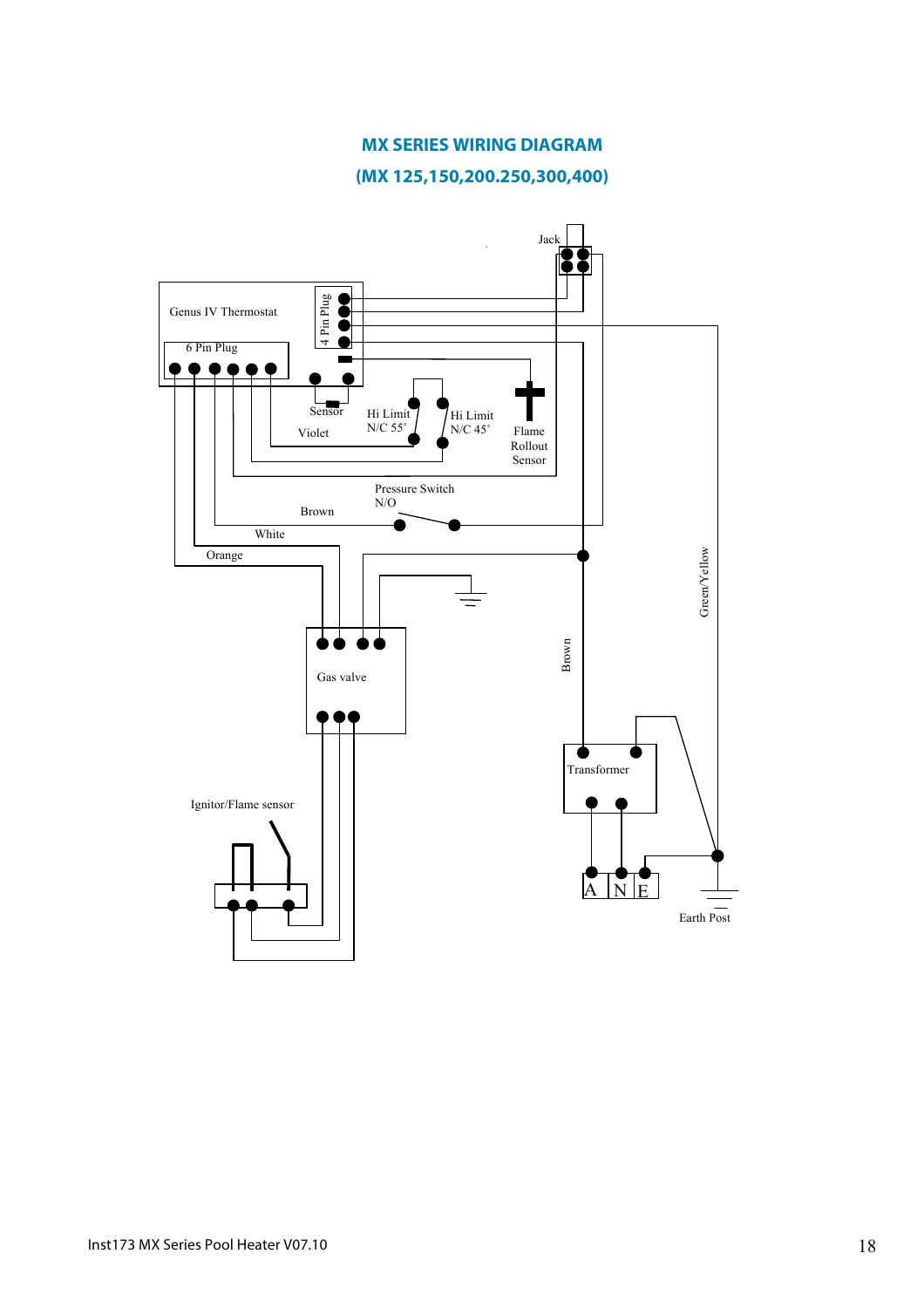# MX SERIES WIRING DIAGRAM

## (MX 125,150,200.250,300,400)

Jack

Genus IV Thermostat

4 Pin Plug

6 Pin Plug

Sensor

Violet

Hi Limit N/C 55˚

Hi Limit N/C 45˚

Flame Rollout Sensor

Pressure Switch N/O

Brown

White

Orange

Green/Yellow

Brown

Gas valve

Ignitor/Flame sensor

Transformer

A N E

Earth Post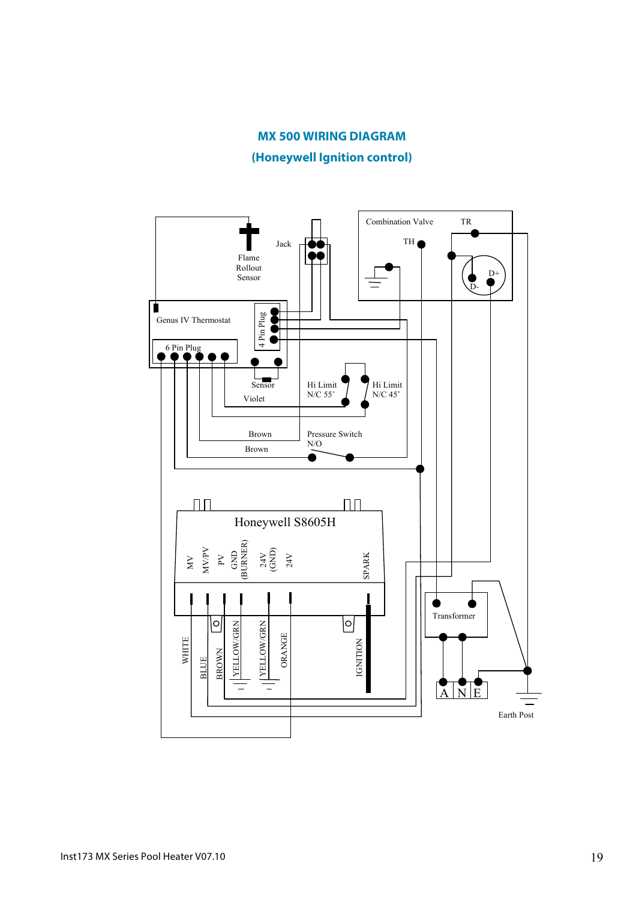# MX 500 WIRING DIAGRAM

## (Honeywell Ignition control)

Flame Rollout Sensor

Jack

Combination Valve

TR

TH

D+

D-

Genus IV Thermostat

4 Pin Plug

6 Pin Plug

Sensor

Violet

Hi Limit N/C 55˚

Hi Limit N/C 45˚

Brown

Brown

Pressure Switch N/O

Honeywell S8605H

MV

MV/PV

PV

GND (BURNER)

24V (GND)

24V

SPARK

WHITE

BLUE

BROWN

YELLOW/GRN

YELLOW/GRN

ORANGE

IGNITION

Transformer

A N E

Earth Post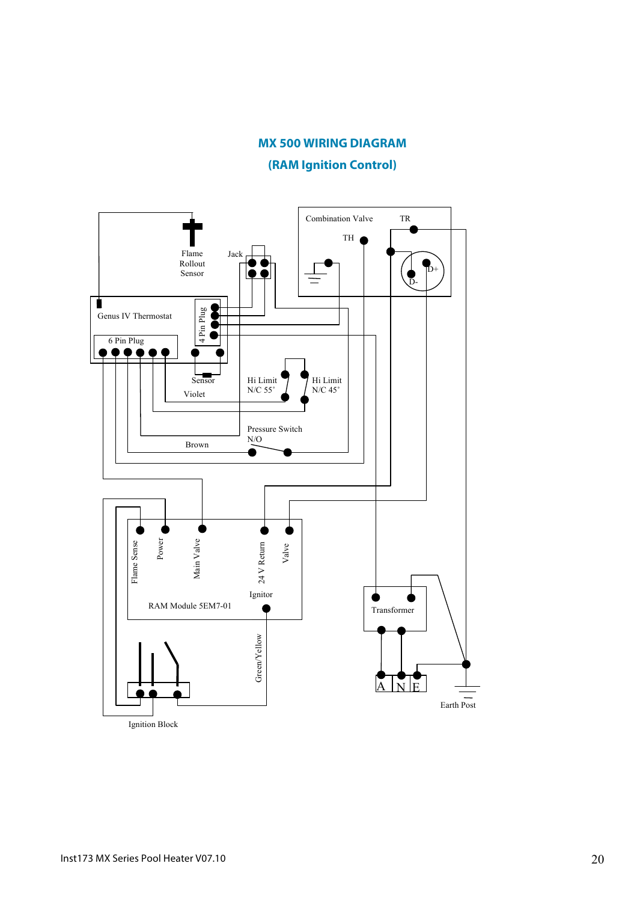## MX 500 WIRING DIAGRAM

## (RAM Ignition Control)

Combination Valve

TR

TH

D+

D-

Flame Rollout Sensor

Jack

Genus IV Thermostat

4 Pin Plug

6 Pin Plug

Sensor

Violet

Hi Limit N/C 55˚

Hi Limit N/C 45˚

Pressure Switch N/O

Brown

Flame Sense

Power

Main Valve

24 V Return

Valve

Ignitor

RAM Module 5EM7-01

Green/Yellow

Transformer

A N E

Earth Post

Ignition Block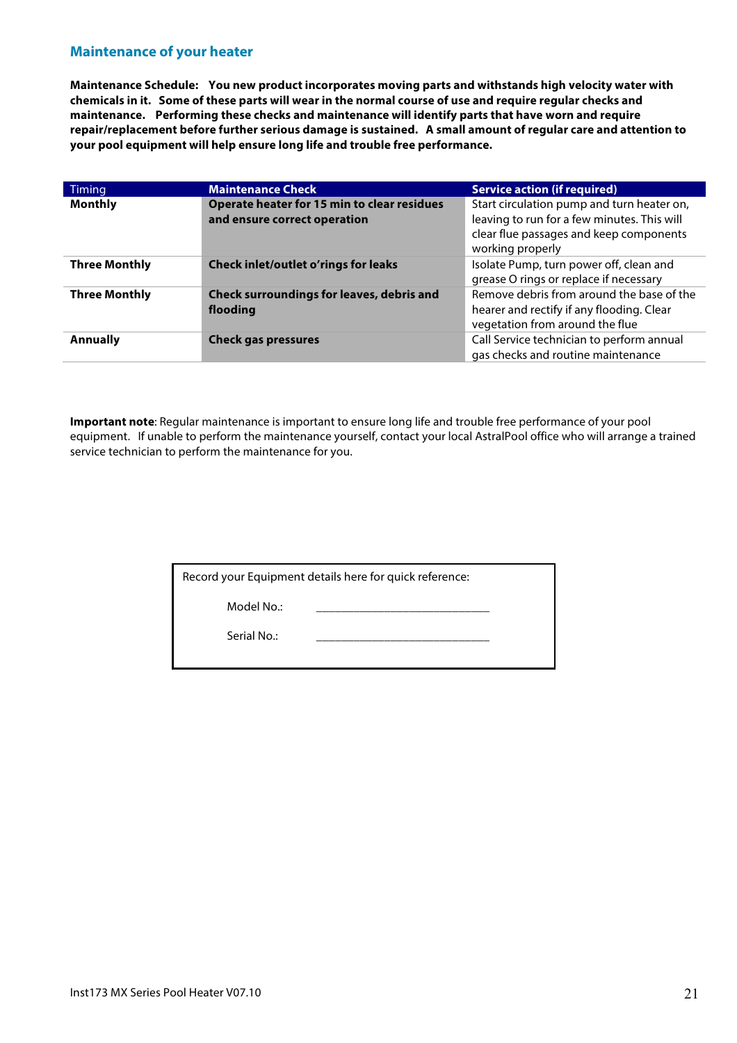## Maintenance of your heater

**Maintenance Schedule: You new product incorporates moving parts and withstands high velocity water with chemicals in it. Some of these parts will wear in the normal course of use and require regular checks and maintenance. Performing these checks and maintenance will identify parts that have worn and require repair/replacement before further serious damage is sustained. A small amount of regular care and attention to your pool equipment will help ensure long life and trouble free performance.**

| Timing | Maintenance Check | Service action (if required) |
|---|---|---|
| **Monthly** | **Operate heater for 15 min to clear residues and ensure correct operation** | Start circulation pump and turn heater on, leaving to run for a few minutes. This will clear flue passages and keep components working properly |
| **Three Monthly** | **Check inlet/outlet o'rings for leaks** | Isolate Pump, turn power off, clean and grease O rings or replace if necessary |
| **Three Monthly** | **Check surroundings for leaves, debris and flooding** | Remove debris from around the base of the hearer and rectify if any flooding. Clear vegetation from around the flue |
| **Annually** | **Check gas pressures** | Call Service technician to perform annual gas checks and routine maintenance |

**Important note**: Regular maintenance is important to ensure long life and trouble free performance of your pool equipment. If unable to perform the maintenance yourself, contact your local AstralPool office who will arrange a trained service technician to perform the maintenance for you.

Record your Equipment details here for quick reference:

Model No.: ____________________________

Serial No.: ____________________________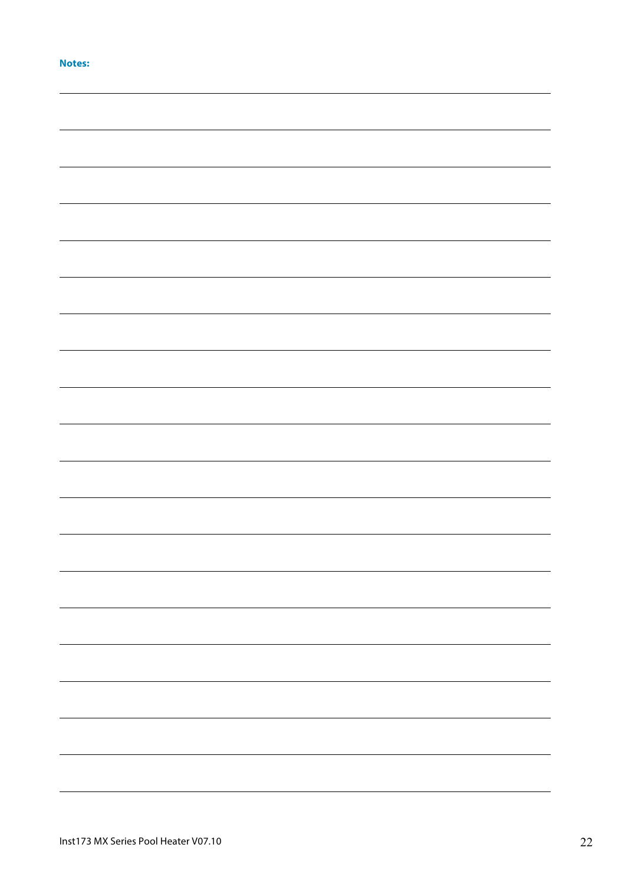**Notes:**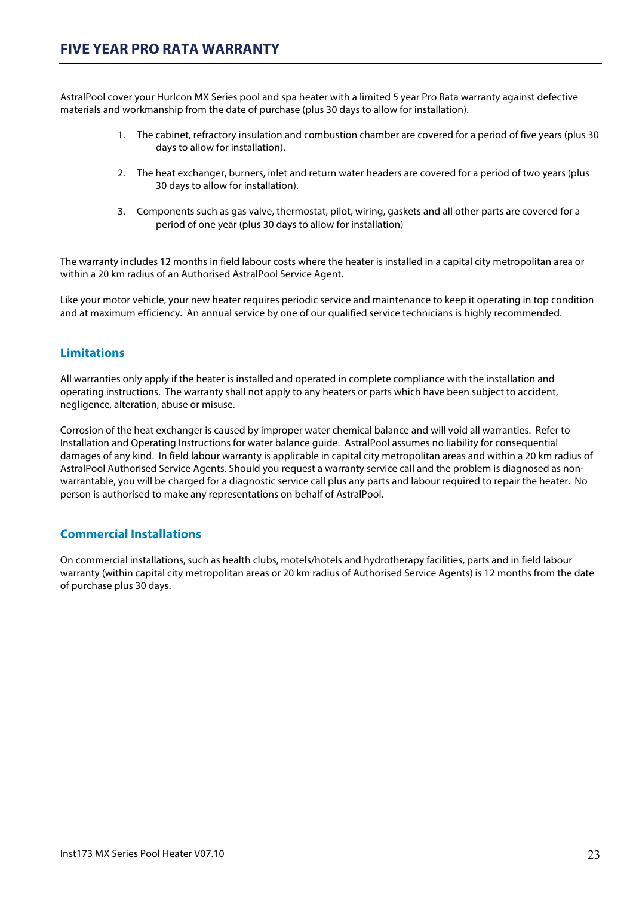# FIVE YEAR PRO RATA WARRANTY

AstralPool cover your Hurlcon MX Series pool and spa heater with a limited 5 year Pro Rata warranty against defective materials and workmanship from the date of purchase (plus 30 days to allow for installation).

1. The cabinet, refractory insulation and combustion chamber are covered for a period of five years (plus 30 days to allow for installation).

2. The heat exchanger, burners, inlet and return water headers are covered for a period of two years (plus 30 days to allow for installation).

3. Components such as gas valve, thermostat, pilot, wiring, gaskets and all other parts are covered for a period of one year (plus 30 days to allow for installation)

The warranty includes 12 months in field labour costs where the heater is installed in a capital city metropolitan area or within a 20 km radius of an Authorised AstralPool Service Agent.

Like your motor vehicle, your new heater requires periodic service and maintenance to keep it operating in top condition and at maximum efficiency. An annual service by one of our qualified service technicians is highly recommended.

## Limitations

All warranties only apply if the heater is installed and operated in complete compliance with the installation and operating instructions. The warranty shall not apply to any heaters or parts which have been subject to accident, negligence, alteration, abuse or misuse.

Corrosion of the heat exchanger is caused by improper water chemical balance and will void all warranties. Refer to Installation and Operating Instructions for water balance guide. AstralPool assumes no liability for consequential damages of any kind. In field labour warranty is applicable in capital city metropolitan areas and within a 20 km radius of AstralPool Authorised Service Agents. Should you request a warranty service call and the problem is diagnosed as non-warrantable, you will be charged for a diagnostic service call plus any parts and labour required to repair the heater. No person is authorised to make any representations on behalf of AstralPool.

## Commercial Installations

On commercial installations, such as health clubs, motels/hotels and hydrotherapy facilities, parts and in field labour warranty (within capital city metropolitan areas or 20 km radius of Authorised Service Agents) is 12 months from the date of purchase plus 30 days.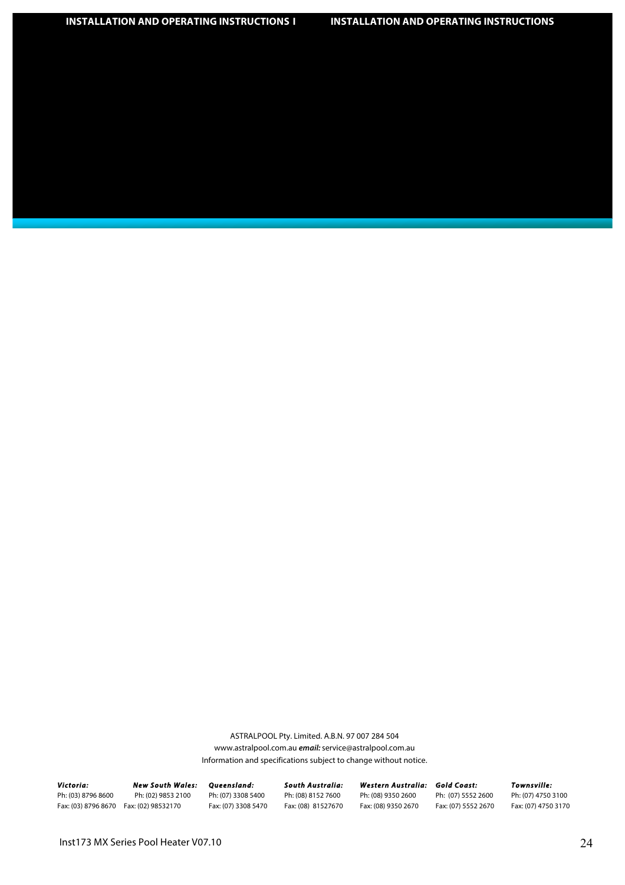ASTRALPOOL Pty. Limited. A.B.N. 97 007 284 504
www.astralpool.com.au ***email:*** service@astralpool.com.au
Information and specifications subject to change without notice.

| *Victoria:* | *New South Wales:* | *Queensland:* | *South Australia:* | *Western Australia:* | *Gold Coast:* | *Townsville:* |
|---|---|---|---|---|---|---|
| Ph: (03) 8796 8600 | Ph: (02) 9853 2100 | Ph: (07) 3308 5400 | Ph: (08) 8152 7600 | Ph: (08) 9350 2600 | Ph: (07) 5552 2600 | Ph: (07) 4750 3100 |
| Fax: (03) 8796 8670 | Fax: (02) 98532170 | Fax: (07) 3308 5470 | Fax: (08) 81527670 | Fax: (08) 9350 2670 | Fax: (07) 5552 2670 | Fax: (07) 4750 3170 |